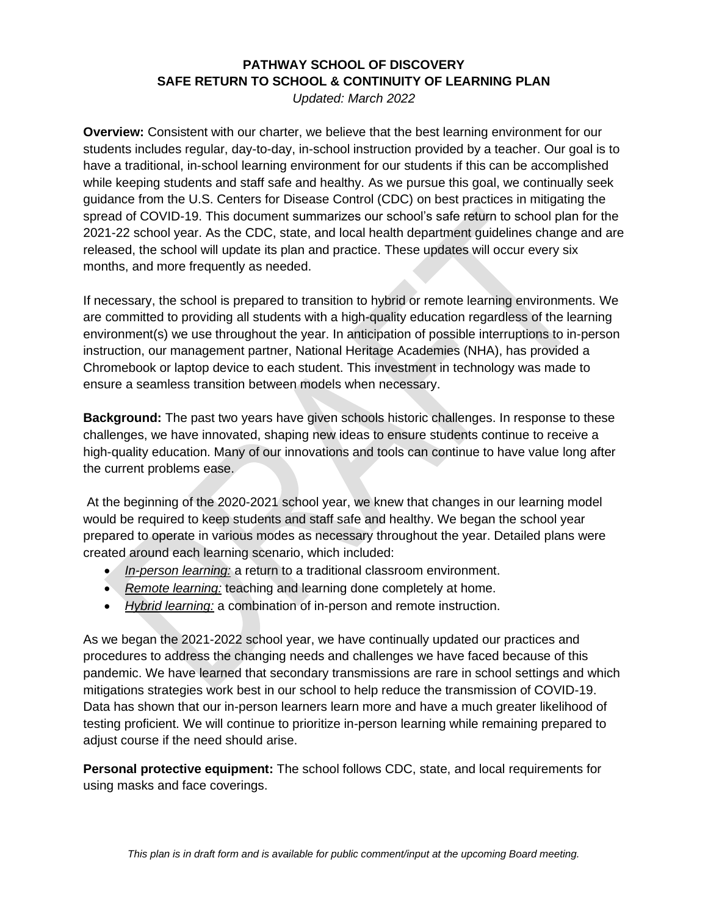# PATHWAY SCHOOL OF DISCOVERY
## SAFE RETURN TO SCHOOL & CONTINUITY OF LEARNING PLAN

*Updated: March 2022*

**Overview:** Consistent with our charter, we believe that the best learning environment for our students includes regular, day-to-day, in-school instruction provided by a teacher. Our goal is to have a traditional, in-school learning environment for our students if this can be accomplished while keeping students and staff safe and healthy. As we pursue this goal, we continually seek guidance from the U.S. Centers for Disease Control (CDC) on best practices in mitigating the spread of COVID-19. This document summarizes our school's safe return to school plan for the 2021-22 school year. As the CDC, state, and local health department guidelines change and are released, the school will update its plan and practice. These updates will occur every six months, and more frequently as needed.

If necessary, the school is prepared to transition to hybrid or remote learning environments. We are committed to providing all students with a high-quality education regardless of the learning environment(s) we use throughout the year. In anticipation of possible interruptions to in-person instruction, our management partner, National Heritage Academies (NHA), has provided a Chromebook or laptop device to each student. This investment in technology was made to ensure a seamless transition between models when necessary.

**Background:** The past two years have given schools historic challenges. In response to these challenges, we have innovated, shaping new ideas to ensure students continue to receive a high-quality education. Many of our innovations and tools can continue to have value long after the current problems ease.

At the beginning of the 2020-2021 school year, we knew that changes in our learning model would be required to keep students and staff safe and healthy. We began the school year prepared to operate in various modes as necessary throughout the year. Detailed plans were created around each learning scenario, which included:

- *In-person learning:* a return to a traditional classroom environment.
- *Remote learning:* teaching and learning done completely at home.
- *Hybrid learning:* a combination of in-person and remote instruction.

As we began the 2021-2022 school year, we have continually updated our practices and procedures to address the changing needs and challenges we have faced because of this pandemic. We have learned that secondary transmissions are rare in school settings and which mitigations strategies work best in our school to help reduce the transmission of COVID-19. Data has shown that our in-person learners learn more and have a much greater likelihood of testing proficient. We will continue to prioritize in-person learning while remaining prepared to adjust course if the need should arise.

**Personal protective equipment:** The school follows CDC, state, and local requirements for using masks and face coverings.

*This plan is in draft form and is available for public comment/input at the upcoming Board meeting.*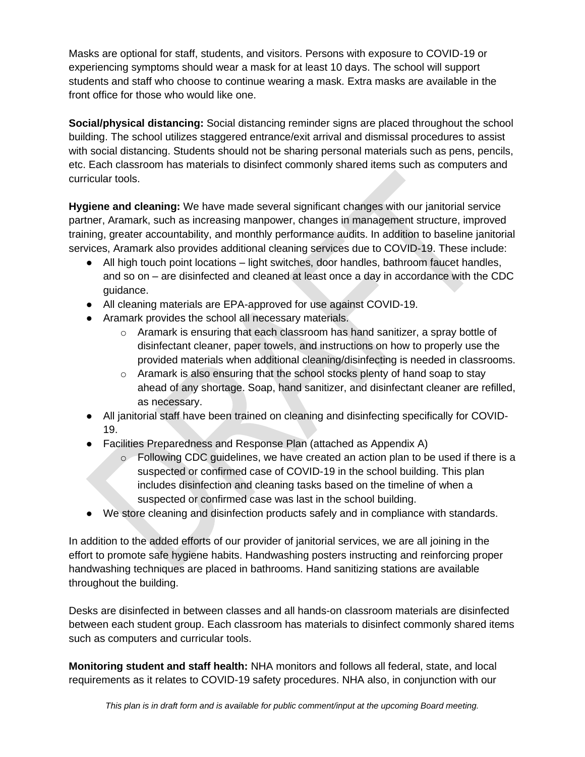Masks are optional for staff, students, and visitors. Persons with exposure to COVID-19 or experiencing symptoms should wear a mask for at least 10 days. The school will support students and staff who choose to continue wearing a mask. Extra masks are available in the front office for those who would like one.

**Social/physical distancing:** Social distancing reminder signs are placed throughout the school building. The school utilizes staggered entrance/exit arrival and dismissal procedures to assist with social distancing. Students should not be sharing personal materials such as pens, pencils, etc. Each classroom has materials to disinfect commonly shared items such as computers and curricular tools.

**Hygiene and cleaning:** We have made several significant changes with our janitorial service partner, Aramark, such as increasing manpower, changes in management structure, improved training, greater accountability, and monthly performance audits. In addition to baseline janitorial services, Aramark also provides additional cleaning services due to COVID-19. These include:

- All high touch point locations – light switches, door handles, bathroom faucet handles, and so on – are disinfected and cleaned at least once a day in accordance with the CDC guidance.
- All cleaning materials are EPA-approved for use against COVID-19.
- Aramark provides the school all necessary materials.
    - Aramark is ensuring that each classroom has hand sanitizer, a spray bottle of disinfectant cleaner, paper towels, and instructions on how to properly use the provided materials when additional cleaning/disinfecting is needed in classrooms.
    - Aramark is also ensuring that the school stocks plenty of hand soap to stay ahead of any shortage. Soap, hand sanitizer, and disinfectant cleaner are refilled, as necessary.
- All janitorial staff have been trained on cleaning and disinfecting specifically for COVID-19.
- Facilities Preparedness and Response Plan (attached as Appendix A)
    - Following CDC guidelines, we have created an action plan to be used if there is a suspected or confirmed case of COVID-19 in the school building. This plan includes disinfection and cleaning tasks based on the timeline of when a suspected or confirmed case was last in the school building.
- We store cleaning and disinfection products safely and in compliance with standards.

In addition to the added efforts of our provider of janitorial services, we are all joining in the effort to promote safe hygiene habits. Handwashing posters instructing and reinforcing proper handwashing techniques are placed in bathrooms. Hand sanitizing stations are available throughout the building.

Desks are disinfected in between classes and all hands-on classroom materials are disinfected between each student group. Each classroom has materials to disinfect commonly shared items such as computers and curricular tools.

**Monitoring student and staff health:** NHA monitors and follows all federal, state, and local requirements as it relates to COVID-19 safety procedures. NHA also, in conjunction with our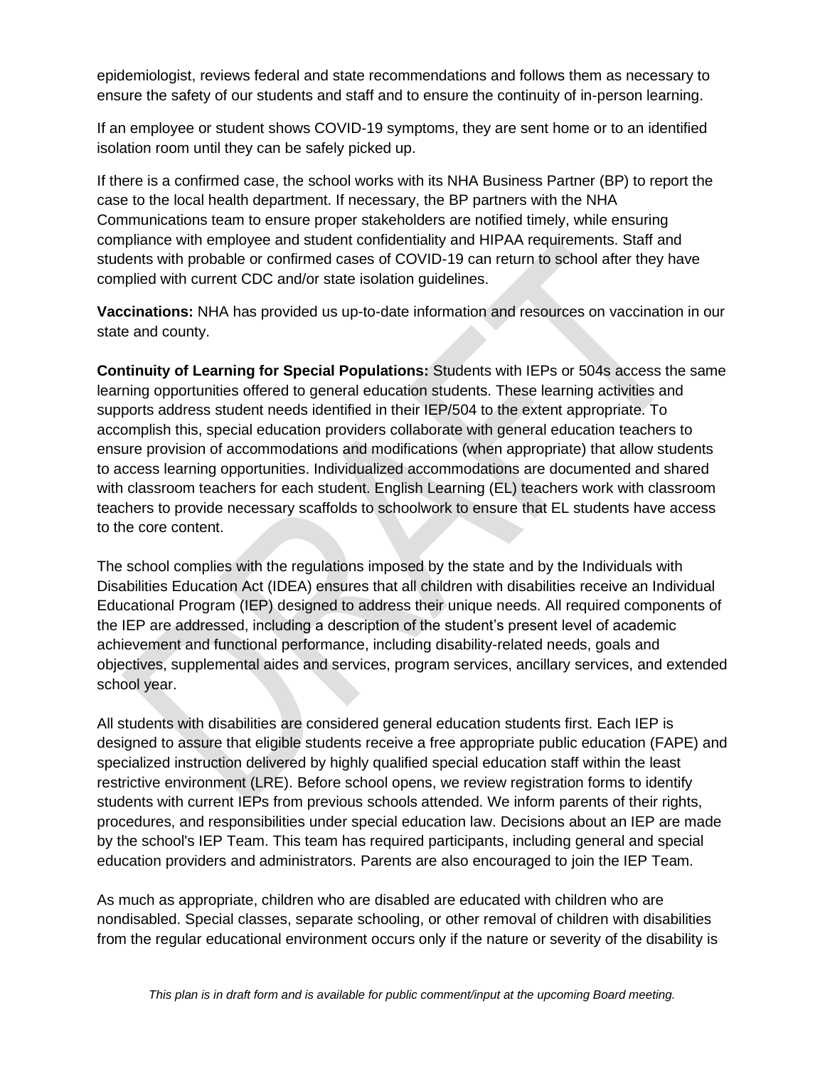epidemiologist, reviews federal and state recommendations and follows them as necessary to ensure the safety of our students and staff and to ensure the continuity of in-person learning.

If an employee or student shows COVID-19 symptoms, they are sent home or to an identified isolation room until they can be safely picked up.

If there is a confirmed case, the school works with its NHA Business Partner (BP) to report the case to the local health department. If necessary, the BP partners with the NHA Communications team to ensure proper stakeholders are notified timely, while ensuring compliance with employee and student confidentiality and HIPAA requirements. Staff and students with probable or confirmed cases of COVID-19 can return to school after they have complied with current CDC and/or state isolation guidelines.

**Vaccinations:** NHA has provided us up-to-date information and resources on vaccination in our state and county.

**Continuity of Learning for Special Populations:** Students with IEPs or 504s access the same learning opportunities offered to general education students. These learning activities and supports address student needs identified in their IEP/504 to the extent appropriate. To accomplish this, special education providers collaborate with general education teachers to ensure provision of accommodations and modifications (when appropriate) that allow students to access learning opportunities. Individualized accommodations are documented and shared with classroom teachers for each student. English Learning (EL) teachers work with classroom teachers to provide necessary scaffolds to schoolwork to ensure that EL students have access to the core content.

The school complies with the regulations imposed by the state and by the Individuals with Disabilities Education Act (IDEA) ensures that all children with disabilities receive an Individual Educational Program (IEP) designed to address their unique needs. All required components of the IEP are addressed, including a description of the student's present level of academic achievement and functional performance, including disability-related needs, goals and objectives, supplemental aides and services, program services, ancillary services, and extended school year.

All students with disabilities are considered general education students first. Each IEP is designed to assure that eligible students receive a free appropriate public education (FAPE) and specialized instruction delivered by highly qualified special education staff within the least restrictive environment (LRE). Before school opens, we review registration forms to identify students with current IEPs from previous schools attended. We inform parents of their rights, procedures, and responsibilities under special education law. Decisions about an IEP are made by the school's IEP Team. This team has required participants, including general and special education providers and administrators. Parents are also encouraged to join the IEP Team.

As much as appropriate, children who are disabled are educated with children who are nondisabled. Special classes, separate schooling, or other removal of children with disabilities from the regular educational environment occurs only if the nature or severity of the disability is

*This plan is in draft form and is available for public comment/input at the upcoming Board meeting.*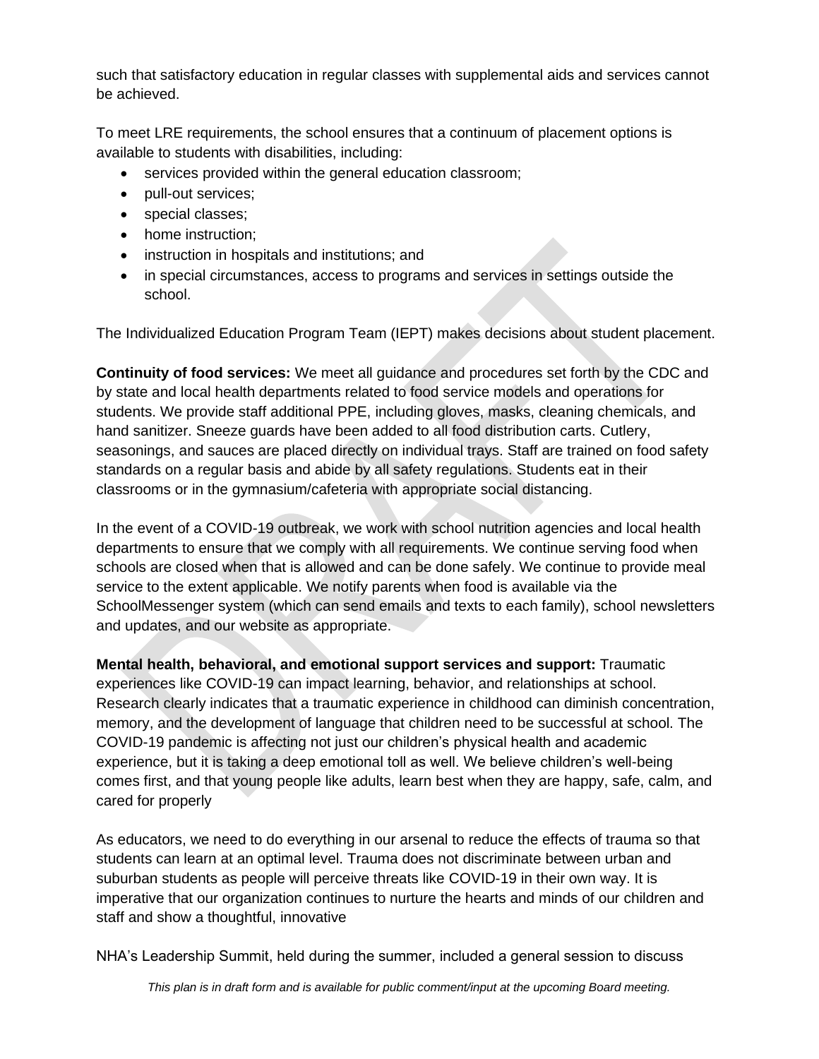such that satisfactory education in regular classes with supplemental aids and services cannot be achieved.

To meet LRE requirements, the school ensures that a continuum of placement options is available to students with disabilities, including:

- services provided within the general education classroom;
- pull-out services;
- special classes;
- home instruction;
- instruction in hospitals and institutions; and
- in special circumstances, access to programs and services in settings outside the school.

The Individualized Education Program Team (IEPT) makes decisions about student placement.

**Continuity of food services:** We meet all guidance and procedures set forth by the CDC and by state and local health departments related to food service models and operations for students. We provide staff additional PPE, including gloves, masks, cleaning chemicals, and hand sanitizer. Sneeze guards have been added to all food distribution carts. Cutlery, seasonings, and sauces are placed directly on individual trays. Staff are trained on food safety standards on a regular basis and abide by all safety regulations. Students eat in their classrooms or in the gymnasium/cafeteria with appropriate social distancing.

In the event of a COVID-19 outbreak, we work with school nutrition agencies and local health departments to ensure that we comply with all requirements. We continue serving food when schools are closed when that is allowed and can be done safely. We continue to provide meal service to the extent applicable. We notify parents when food is available via the SchoolMessenger system (which can send emails and texts to each family), school newsletters and updates, and our website as appropriate.

**Mental health, behavioral, and emotional support services and support:** Traumatic experiences like COVID-19 can impact learning, behavior, and relationships at school. Research clearly indicates that a traumatic experience in childhood can diminish concentration, memory, and the development of language that children need to be successful at school. The COVID-19 pandemic is affecting not just our children's physical health and academic experience, but it is taking a deep emotional toll as well. We believe children's well-being comes first, and that young people like adults, learn best when they are happy, safe, calm, and cared for properly

As educators, we need to do everything in our arsenal to reduce the effects of trauma so that students can learn at an optimal level. Trauma does not discriminate between urban and suburban students as people will perceive threats like COVID-19 in their own way. It is imperative that our organization continues to nurture the hearts and minds of our children and staff and show a thoughtful, innovative

NHA's Leadership Summit, held during the summer, included a general session to discuss

*This plan is in draft form and is available for public comment/input at the upcoming Board meeting.*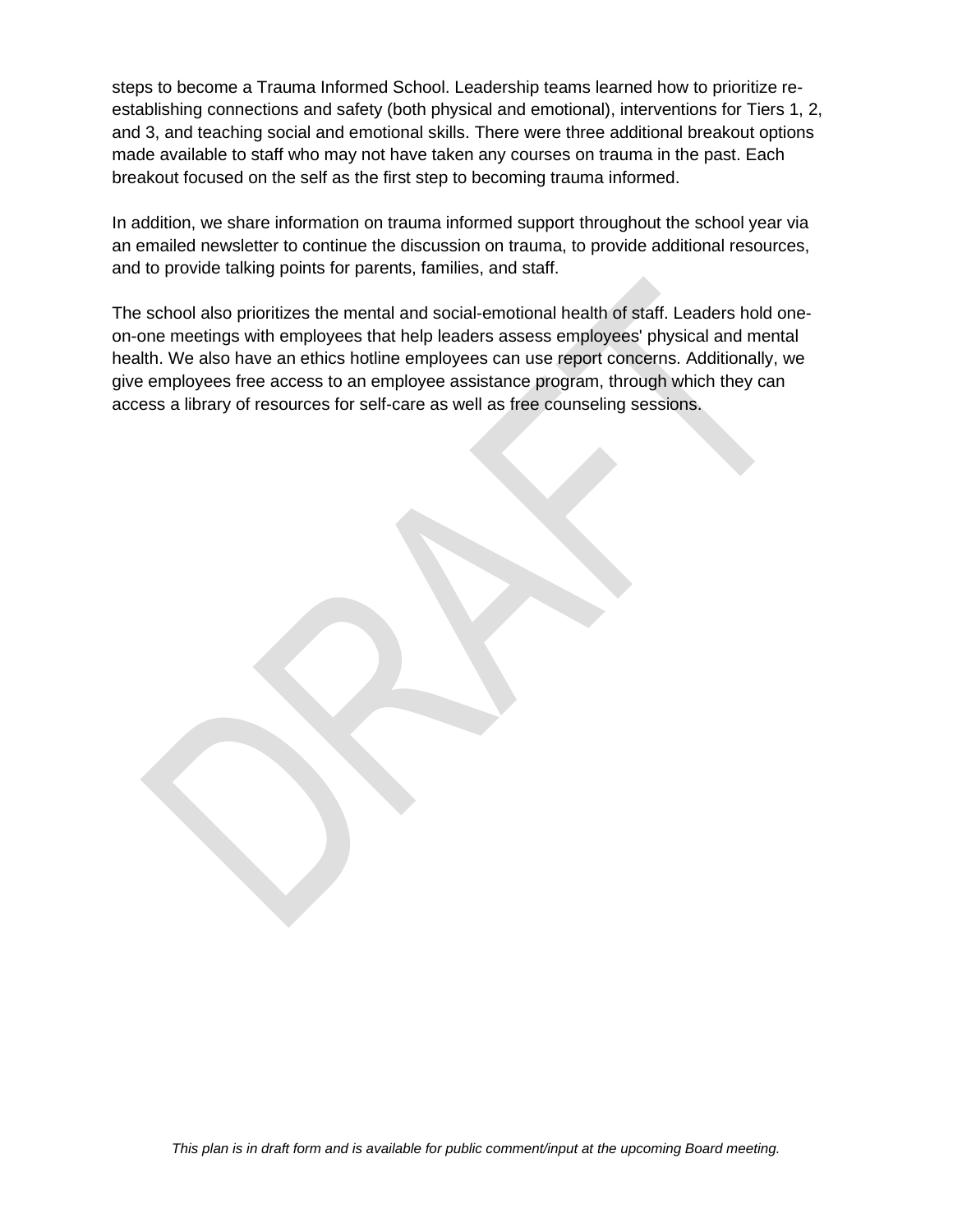steps to become a Trauma Informed School. Leadership teams learned how to prioritize re-establishing connections and safety (both physical and emotional), interventions for Tiers 1, 2, and 3, and teaching social and emotional skills. There were three additional breakout options made available to staff who may not have taken any courses on trauma in the past. Each breakout focused on the self as the first step to becoming trauma informed.

In addition, we share information on trauma informed support throughout the school year via an emailed newsletter to continue the discussion on trauma, to provide additional resources, and to provide talking points for parents, families, and staff.

The school also prioritizes the mental and social-emotional health of staff. Leaders hold one-on-one meetings with employees that help leaders assess employees' physical and mental health. We also have an ethics hotline employees can use report concerns. Additionally, we give employees free access to an employee assistance program, through which they can access a library of resources for self-care as well as free counseling sessions.

*This plan is in draft form and is available for public comment/input at the upcoming Board meeting.*